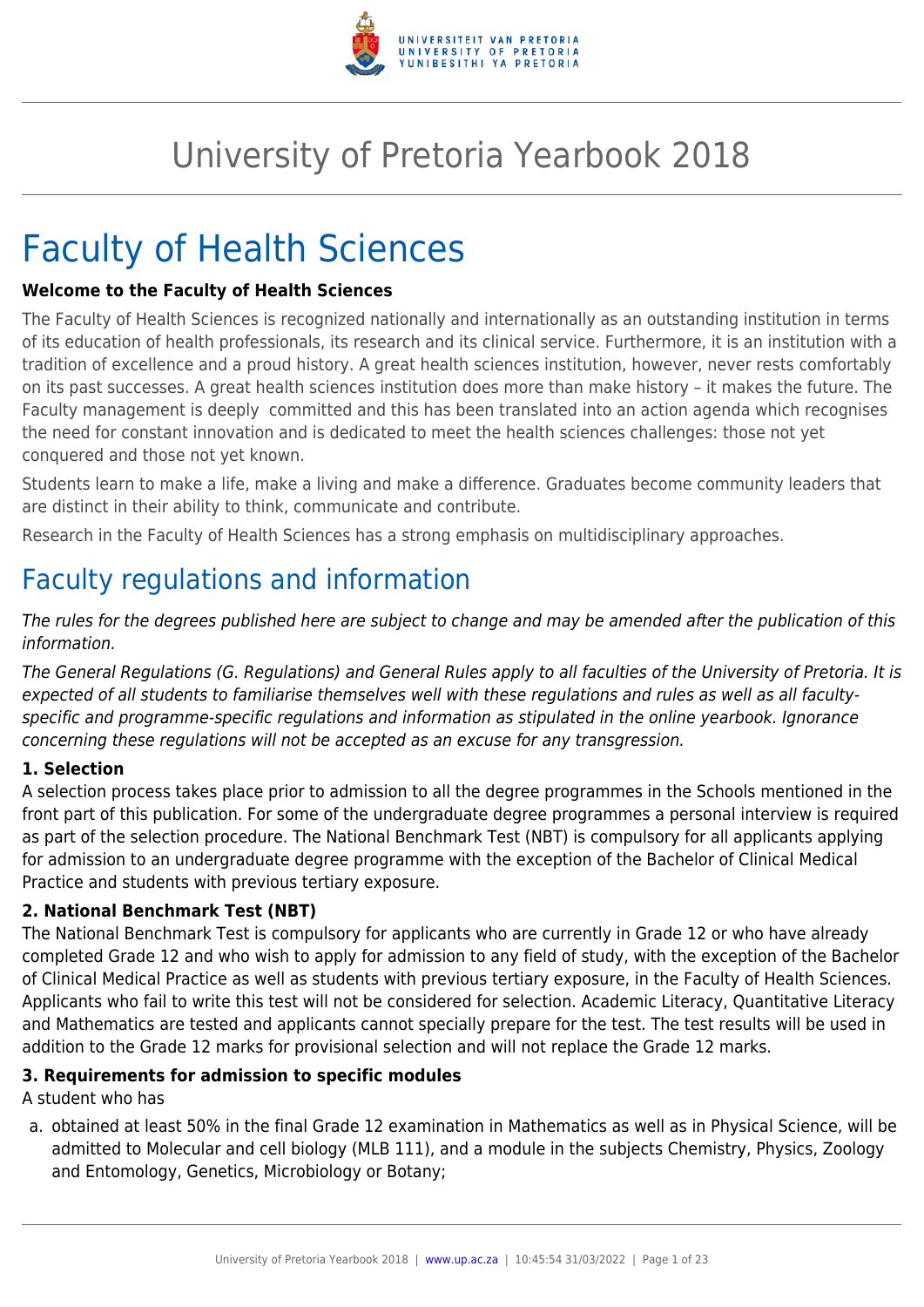# University of Pretoria Yearbook 2018

# Faculty of Health Sciences

**Welcome to the Faculty of Health Sciences**

The Faculty of Health Sciences is recognized nationally and internationally as an outstanding institution in terms of its education of health professionals, its research and its clinical service. Furthermore, it is an institution with a tradition of excellence and a proud history. A great health sciences institution, however, never rests comfortably on its past successes. A great health sciences institution does more than make history – it makes the future. The Faculty management is deeply committed and this has been translated into an action agenda which recognises the need for constant innovation and is dedicated to meet the health sciences challenges: those not yet conquered and those not yet known.

Students learn to make a life, make a living and make a difference. Graduates become community leaders that are distinct in their ability to think, communicate and contribute.

Research in the Faculty of Health Sciences has a strong emphasis on multidisciplinary approaches.

## Faculty regulations and information

*The rules for the degrees published here are subject to change and may be amended after the publication of this information.*

*The General Regulations (G. Regulations) and General Rules apply to all faculties of the University of Pretoria. It is expected of all students to familiarise themselves well with these regulations and rules as well as all faculty-specific and programme-specific regulations and information as stipulated in the online yearbook. Ignorance concerning these regulations will not be accepted as an excuse for any transgression.*

**1. Selection**

A selection process takes place prior to admission to all the degree programmes in the Schools mentioned in the front part of this publication. For some of the undergraduate degree programmes a personal interview is required as part of the selection procedure. The National Benchmark Test (NBT) is compulsory for all applicants applying for admission to an undergraduate degree programme with the exception of the Bachelor of Clinical Medical Practice and students with previous tertiary exposure.

**2. National Benchmark Test (NBT)**

The National Benchmark Test is compulsory for applicants who are currently in Grade 12 or who have already completed Grade 12 and who wish to apply for admission to any field of study, with the exception of the Bachelor of Clinical Medical Practice as well as students with previous tertiary exposure, in the Faculty of Health Sciences. Applicants who fail to write this test will not be considered for selection. Academic Literacy, Quantitative Literacy and Mathematics are tested and applicants cannot specially prepare for the test. The test results will be used in addition to the Grade 12 marks for provisional selection and will not replace the Grade 12 marks.

**3. Requirements for admission to specific modules**

A student who has

a. obtained at least 50% in the final Grade 12 examination in Mathematics as well as in Physical Science, will be admitted to Molecular and cell biology (MLB 111), and a module in the subjects Chemistry, Physics, Zoology and Entomology, Genetics, Microbiology or Botany;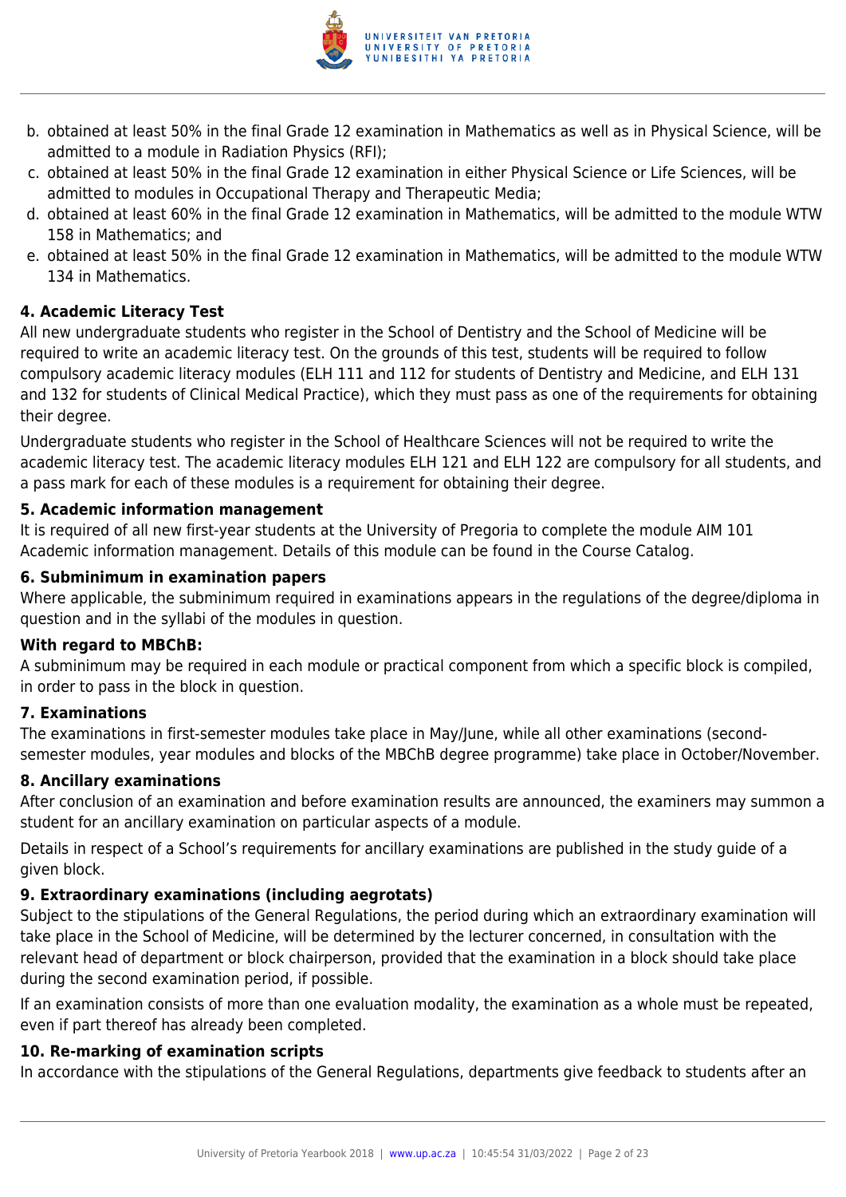b. obtained at least 50% in the final Grade 12 examination in Mathematics as well as in Physical Science, will be admitted to a module in Radiation Physics (RFI);
c. obtained at least 50% in the final Grade 12 examination in either Physical Science or Life Sciences, will be admitted to modules in Occupational Therapy and Therapeutic Media;
d. obtained at least 60% in the final Grade 12 examination in Mathematics, will be admitted to the module WTW 158 in Mathematics; and
e. obtained at least 50% in the final Grade 12 examination in Mathematics, will be admitted to the module WTW 134 in Mathematics.

**4. Academic Literacy Test**

All new undergraduate students who register in the School of Dentistry and the School of Medicine will be required to write an academic literacy test. On the grounds of this test, students will be required to follow compulsory academic literacy modules (ELH 111 and 112 for students of Dentistry and Medicine, and ELH 131 and 132 for students of Clinical Medical Practice), which they must pass as one of the requirements for obtaining their degree.

Undergraduate students who register in the School of Healthcare Sciences will not be required to write the academic literacy test. The academic literacy modules ELH 121 and ELH 122 are compulsory for all students, and a pass mark for each of these modules is a requirement for obtaining their degree.

**5. Academic information management**

It is required of all new first-year students at the University of Pregoria to complete the module AIM 101 Academic information management. Details of this module can be found in the Course Catalog.

**6. Subminimum in examination papers**

Where applicable, the subminimum required in examinations appears in the regulations of the degree/diploma in question and in the syllabi of the modules in question.

**With regard to MBChB:**

A subminimum may be required in each module or practical component from which a specific block is compiled, in order to pass in the block in question.

**7. Examinations**

The examinations in first-semester modules take place in May/June, while all other examinations (second-semester modules, year modules and blocks of the MBChB degree programme) take place in October/November.

**8. Ancillary examinations**

After conclusion of an examination and before examination results are announced, the examiners may summon a student for an ancillary examination on particular aspects of a module.

Details in respect of a School's requirements for ancillary examinations are published in the study guide of a given block.

**9. Extraordinary examinations (including aegrotats)**

Subject to the stipulations of the General Regulations, the period during which an extraordinary examination will take place in the School of Medicine, will be determined by the lecturer concerned, in consultation with the relevant head of department or block chairperson, provided that the examination in a block should take place during the second examination period, if possible.

If an examination consists of more than one evaluation modality, the examination as a whole must be repeated, even if part thereof has already been completed.

**10. Re-marking of examination scripts**

In accordance with the stipulations of the General Regulations, departments give feedback to students after an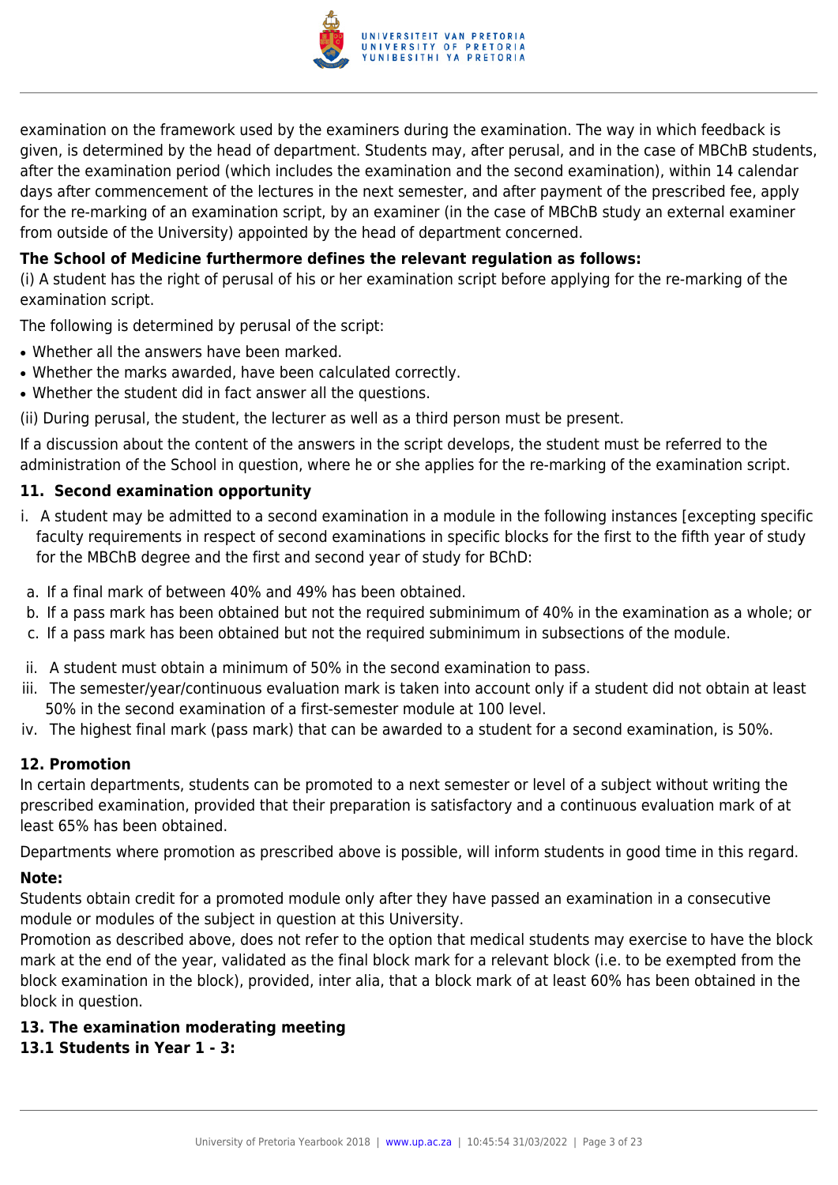examination on the framework used by the examiners during the examination. The way in which feedback is given, is determined by the head of department. Students may, after perusal, and in the case of MBChB students, after the examination period (which includes the examination and the second examination), within 14 calendar days after commencement of the lectures in the next semester, and after payment of the prescribed fee, apply for the re-marking of an examination script, by an examiner (in the case of MBChB study an external examiner from outside of the University) appointed by the head of department concerned.

**The School of Medicine furthermore defines the relevant regulation as follows:**

(i) A student has the right of perusal of his or her examination script before applying for the re-marking of the examination script.

The following is determined by perusal of the script:

- Whether all the answers have been marked.
- Whether the marks awarded, have been calculated correctly.
- Whether the student did in fact answer all the questions.

(ii) During perusal, the student, the lecturer as well as a third person must be present.

If a discussion about the content of the answers in the script develops, the student must be referred to the administration of the School in question, where he or she applies for the re-marking of the examination script.

### 11. Second examination opportunity

i. A student may be admitted to a second examination in a module in the following instances [excepting specific faculty requirements in respect of second examinations in specific blocks for the first to the fifth year of study for the MBChB degree and the first and second year of study for BChD:

a. If a final mark of between 40% and 49% has been obtained.
b. If a pass mark has been obtained but not the required subminimum of 40% in the examination as a whole; or
c. If a pass mark has been obtained but not the required subminimum in subsections of the module.

ii. A student must obtain a minimum of 50% in the second examination to pass.
iii. The semester/year/continuous evaluation mark is taken into account only if a student did not obtain at least 50% in the second examination of a first-semester module at 100 level.
iv. The highest final mark (pass mark) that can be awarded to a student for a second examination, is 50%.

### 12. Promotion

In certain departments, students can be promoted to a next semester or level of a subject without writing the prescribed examination, provided that their preparation is satisfactory and a continuous evaluation mark of at least 65% has been obtained.

Departments where promotion as prescribed above is possible, will inform students in good time in this regard.

**Note:**

Students obtain credit for a promoted module only after they have passed an examination in a consecutive module or modules of the subject in question at this University.

Promotion as described above, does not refer to the option that medical students may exercise to have the block mark at the end of the year, validated as the final block mark for a relevant block (i.e. to be exempted from the block examination in the block), provided, inter alia, that a block mark of at least 60% has been obtained in the block in question.

### 13. The examination moderating meeting

#### 13.1 Students in Year 1 - 3: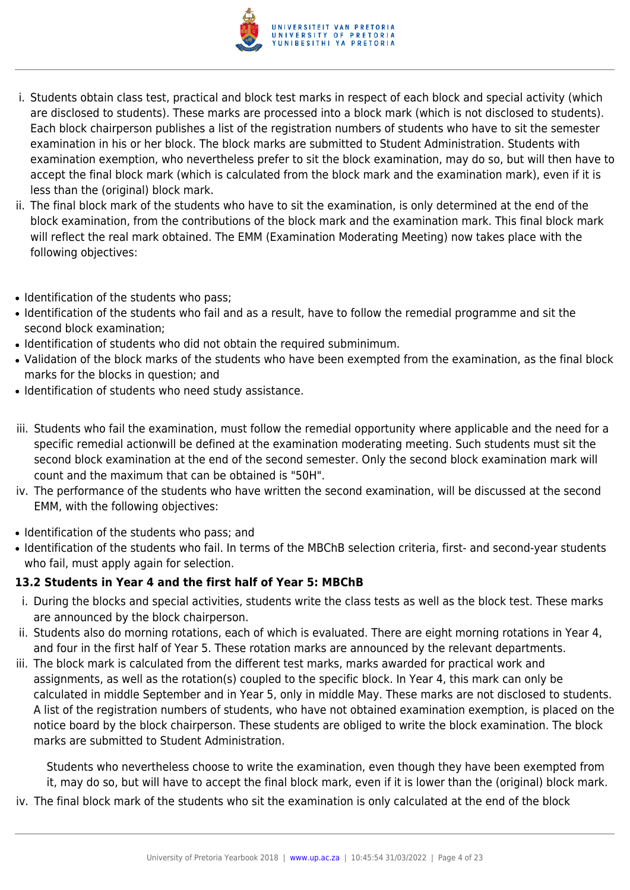i. Students obtain class test, practical and block test marks in respect of each block and special activity (which are disclosed to students). These marks are processed into a block mark (which is not disclosed to students). Each block chairperson publishes a list of the registration numbers of students who have to sit the semester examination in his or her block. The block marks are submitted to Student Administration. Students with examination exemption, who nevertheless prefer to sit the block examination, may do so, but will then have to accept the final block mark (which is calculated from the block mark and the examination mark), even if it is less than the (original) block mark.

ii. The final block mark of the students who have to sit the examination, is only determined at the end of the block examination, from the contributions of the block mark and the examination mark. This final block mark will reflect the real mark obtained. The EMM (Examination Moderating Meeting) now takes place with the following objectives:

- Identification of the students who pass;
- Identification of the students who fail and as a result, have to follow the remedial programme and sit the second block examination;
- Identification of students who did not obtain the required subminimum.
- Validation of the block marks of the students who have been exempted from the examination, as the final block marks for the blocks in question; and
- Identification of students who need study assistance.

iii. Students who fail the examination, must follow the remedial opportunity where applicable and the need for a specific remedial actionwill be defined at the examination moderating meeting. Such students must sit the second block examination at the end of the second semester. Only the second block examination mark will count and the maximum that can be obtained is "50H".

iv. The performance of the students who have written the second examination, will be discussed at the second EMM, with the following objectives:

- Identification of the students who pass; and
- Identification of the students who fail. In terms of the MBChB selection criteria, first- and second-year students who fail, must apply again for selection.

### 13.2 Students in Year 4 and the first half of Year 5: MBChB

i. During the blocks and special activities, students write the class tests as well as the block test. These marks are announced by the block chairperson.

ii. Students also do morning rotations, each of which is evaluated. There are eight morning rotations in Year 4, and four in the first half of Year 5. These rotation marks are announced by the relevant departments.

iii. The block mark is calculated from the different test marks, marks awarded for practical work and assignments, as well as the rotation(s) coupled to the specific block. In Year 4, this mark can only be calculated in middle September and in Year 5, only in middle May. These marks are not disclosed to students. A list of the registration numbers of students, who have not obtained examination exemption, is placed on the notice board by the block chairperson. These students are obliged to write the block examination. The block marks are submitted to Student Administration.

    Students who nevertheless choose to write the examination, even though they have been exempted from it, may do so, but will have to accept the final block mark, even if it is lower than the (original) block mark.

iv. The final block mark of the students who sit the examination is only calculated at the end of the block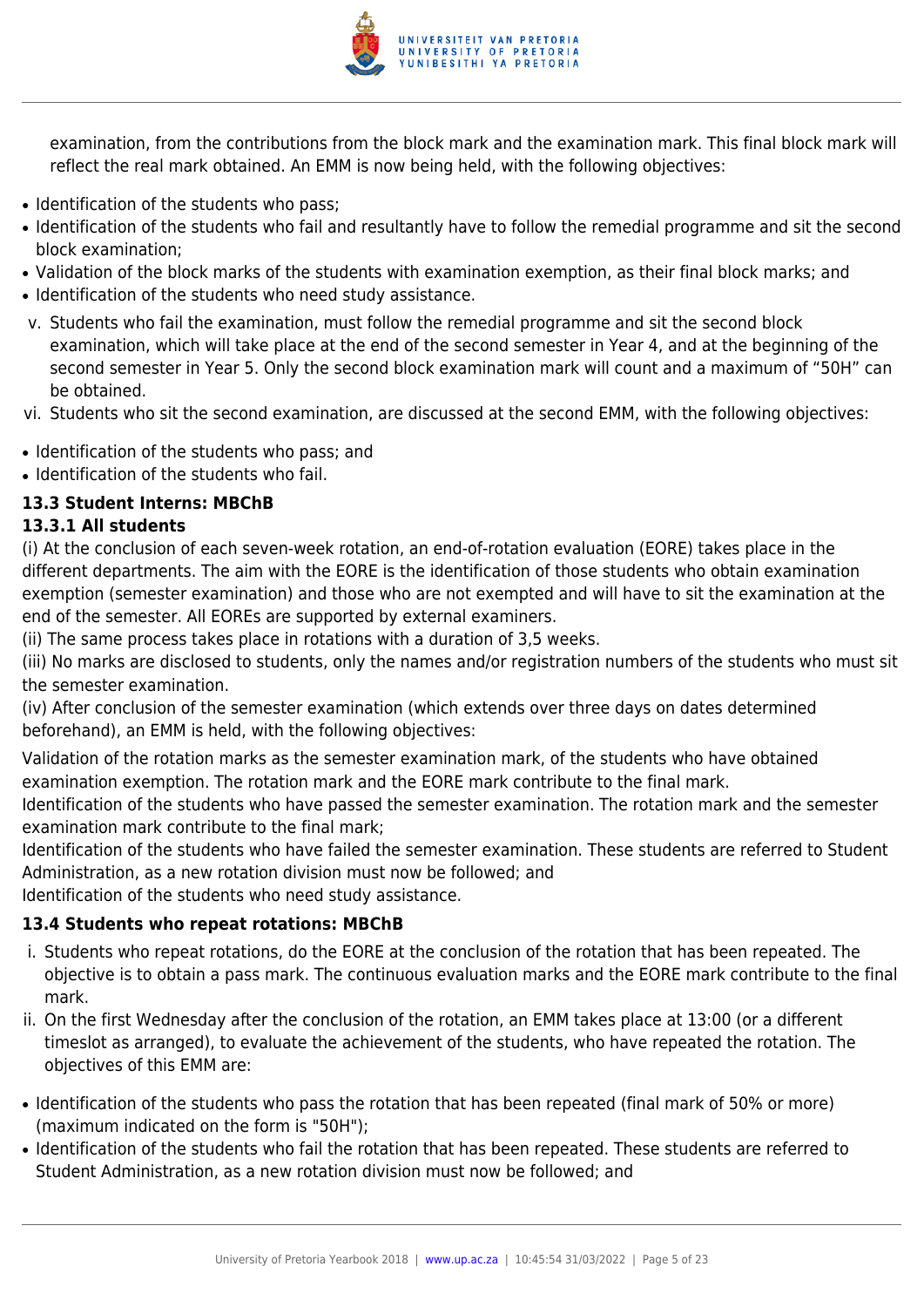examination, from the contributions from the block mark and the examination mark. This final block mark will reflect the real mark obtained. An EMM is now being held, with the following objectives:

- Identification of the students who pass;
- Identification of the students who fail and resultantly have to follow the remedial programme and sit the second block examination;
- Validation of the block marks of the students with examination exemption, as their final block marks; and
- Identification of the students who need study assistance.

v. Students who fail the examination, must follow the remedial programme and sit the second block examination, which will take place at the end of the second semester in Year 4, and at the beginning of the second semester in Year 5. Only the second block examination mark will count and a maximum of "50H" can be obtained.

vi. Students who sit the second examination, are discussed at the second EMM, with the following objectives:

- Identification of the students who pass; and
- Identification of the students who fail.

### 13.3 Student Interns: MBChB

#### 13.3.1 All students

(i) At the conclusion of each seven-week rotation, an end-of-rotation evaluation (EORE) takes place in the different departments. The aim with the EORE is the identification of those students who obtain examination exemption (semester examination) and those who are not exempted and will have to sit the examination at the end of the semester. All EOREs are supported by external examiners.

(ii) The same process takes place in rotations with a duration of 3,5 weeks.

(iii) No marks are disclosed to students, only the names and/or registration numbers of the students who must sit the semester examination.

(iv) After conclusion of the semester examination (which extends over three days on dates determined beforehand), an EMM is held, with the following objectives:

Validation of the rotation marks as the semester examination mark, of the students who have obtained examination exemption. The rotation mark and the EORE mark contribute to the final mark.

Identification of the students who have passed the semester examination. The rotation mark and the semester examination mark contribute to the final mark;

Identification of the students who have failed the semester examination. These students are referred to Student Administration, as a new rotation division must now be followed; and

Identification of the students who need study assistance.

### 13.4 Students who repeat rotations: MBChB

i. Students who repeat rotations, do the EORE at the conclusion of the rotation that has been repeated. The objective is to obtain a pass mark. The continuous evaluation marks and the EORE mark contribute to the final mark.

ii. On the first Wednesday after the conclusion of the rotation, an EMM takes place at 13:00 (or a different timeslot as arranged), to evaluate the achievement of the students, who have repeated the rotation. The objectives of this EMM are:

- Identification of the students who pass the rotation that has been repeated (final mark of 50% or more) (maximum indicated on the form is "50H");
- Identification of the students who fail the rotation that has been repeated. These students are referred to Student Administration, as a new rotation division must now be followed; and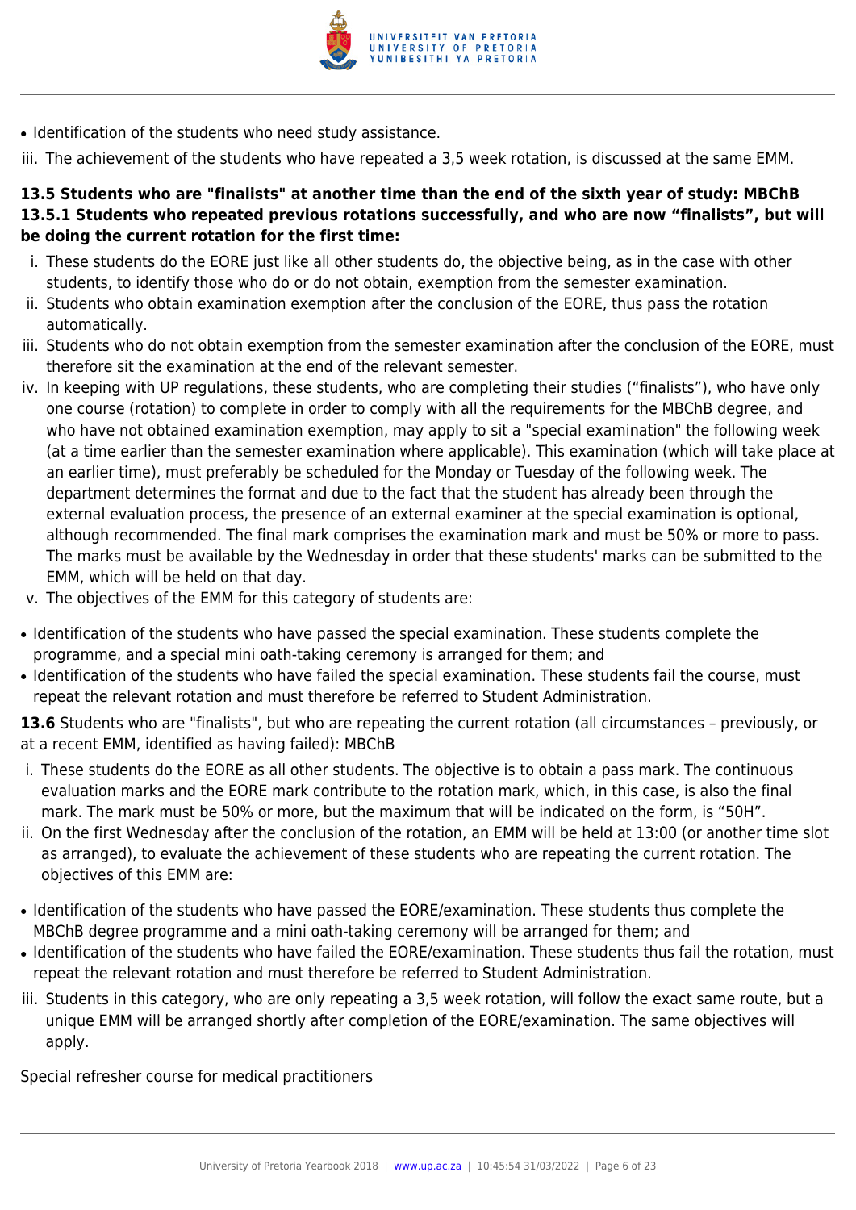- Identification of the students who need study assistance.

iii. The achievement of the students who have repeated a 3,5 week rotation, is discussed at the same EMM.

**13.5 Students who are "finalists" at another time than the end of the sixth year of study: MBChB**
**13.5.1 Students who repeated previous rotations successfully, and who are now "finalists", but will be doing the current rotation for the first time:**

i. These students do the EORE just like all other students do, the objective being, as in the case with other students, to identify those who do or do not obtain, exemption from the semester examination.
ii. Students who obtain examination exemption after the conclusion of the EORE, thus pass the rotation automatically.
iii. Students who do not obtain exemption from the semester examination after the conclusion of the EORE, must therefore sit the examination at the end of the relevant semester.
iv. In keeping with UP regulations, these students, who are completing their studies ("finalists"), who have only one course (rotation) to complete in order to comply with all the requirements for the MBChB degree, and who have not obtained examination exemption, may apply to sit a "special examination" the following week (at a time earlier than the semester examination where applicable). This examination (which will take place at an earlier time), must preferably be scheduled for the Monday or Tuesday of the following week. The department determines the format and due to the fact that the student has already been through the external evaluation process, the presence of an external examiner at the special examination is optional, although recommended. The final mark comprises the examination mark and must be 50% or more to pass. The marks must be available by the Wednesday in order that these students' marks can be submitted to the EMM, which will be held on that day.
v. The objectives of the EMM for this category of students are:

- Identification of the students who have passed the special examination. These students complete the programme, and a special mini oath-taking ceremony is arranged for them; and
- Identification of the students who have failed the special examination. These students fail the course, must repeat the relevant rotation and must therefore be referred to Student Administration.

**13.6** Students who are "finalists", but who are repeating the current rotation (all circumstances – previously, or at a recent EMM, identified as having failed): MBChB

i. These students do the EORE as all other students. The objective is to obtain a pass mark. The continuous evaluation marks and the EORE mark contribute to the rotation mark, which, in this case, is also the final mark. The mark must be 50% or more, but the maximum that will be indicated on the form, is "50H".
ii. On the first Wednesday after the conclusion of the rotation, an EMM will be held at 13:00 (or another time slot as arranged), to evaluate the achievement of these students who are repeating the current rotation. The objectives of this EMM are:

- Identification of the students who have passed the EORE/examination. These students thus complete the MBChB degree programme and a mini oath-taking ceremony will be arranged for them; and
- Identification of the students who have failed the EORE/examination. These students thus fail the rotation, must repeat the relevant rotation and must therefore be referred to Student Administration.

iii. Students in this category, who are only repeating a 3,5 week rotation, will follow the exact same route, but a unique EMM will be arranged shortly after completion of the EORE/examination. The same objectives will apply.

Special refresher course for medical practitioners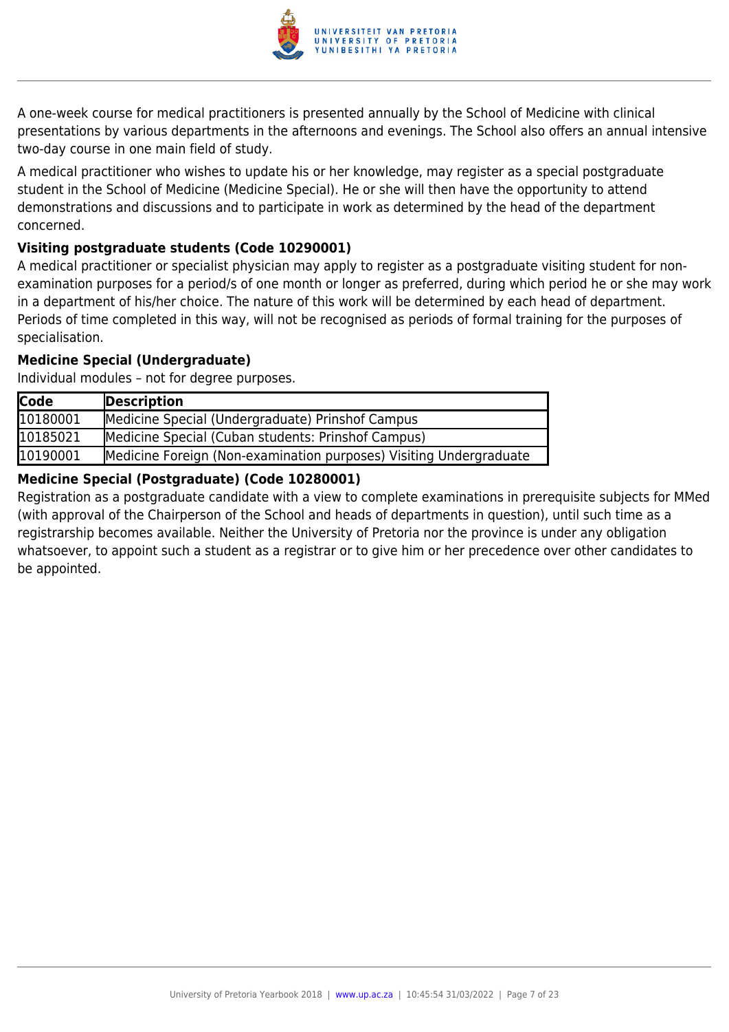A one-week course for medical practitioners is presented annually by the School of Medicine with clinical presentations by various departments in the afternoons and evenings. The School also offers an annual intensive two-day course in one main field of study.

A medical practitioner who wishes to update his or her knowledge, may register as a special postgraduate student in the School of Medicine (Medicine Special). He or she will then have the opportunity to attend demonstrations and discussions and to participate in work as determined by the head of the department concerned.

**Visiting postgraduate students (Code 10290001)**

A medical practitioner or specialist physician may apply to register as a postgraduate visiting student for non-examination purposes for a period/s of one month or longer as preferred, during which period he or she may work in a department of his/her choice. The nature of this work will be determined by each head of department. Periods of time completed in this way, will not be recognised as periods of formal training for the purposes of specialisation.

**Medicine Special (Undergraduate)**

Individual modules – not for degree purposes.

| Code | Description |
|---|---|
| 10180001 | Medicine Special (Undergraduate) Prinshof Campus |
| 10185021 | Medicine Special (Cuban students: Prinshof Campus) |
| 10190001 | Medicine Foreign (Non-examination purposes) Visiting Undergraduate |

**Medicine Special (Postgraduate) (Code 10280001)**

Registration as a postgraduate candidate with a view to complete examinations in prerequisite subjects for MMed (with approval of the Chairperson of the School and heads of departments in question), until such time as a registrarship becomes available. Neither the University of Pretoria nor the province is under any obligation whatsoever, to appoint such a student as a registrar or to give him or her precedence over other candidates to be appointed.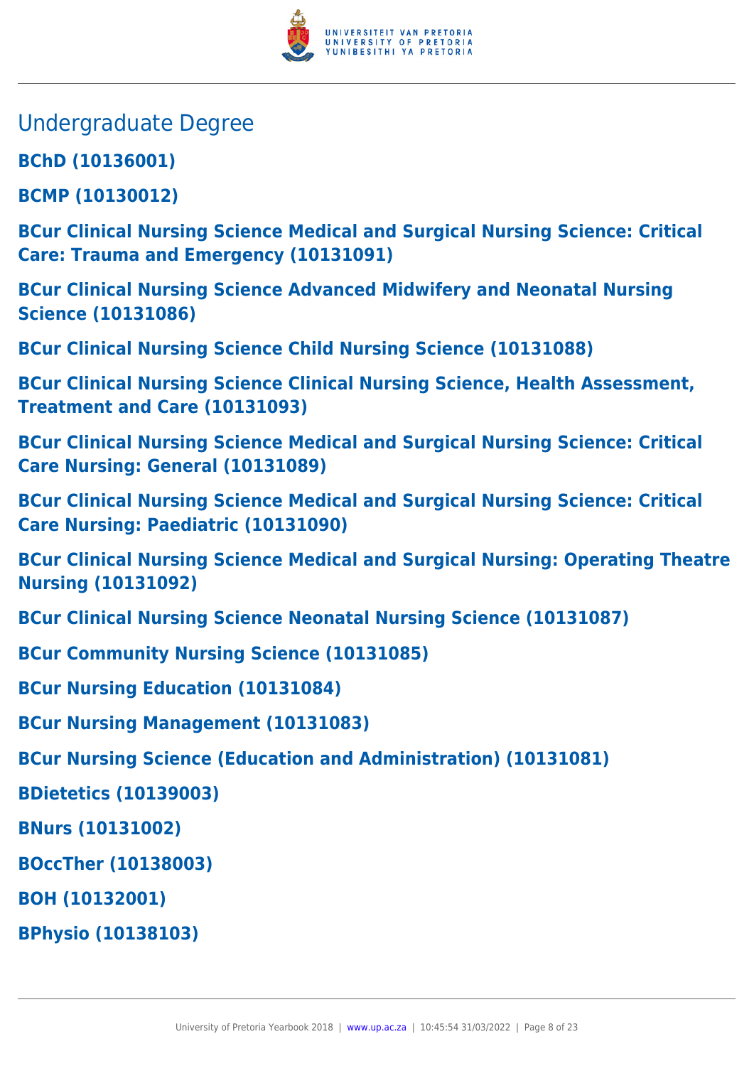## Undergraduate Degree

**BChD (10136001)**

**BCMP (10130012)**

**BCur Clinical Nursing Science Medical and Surgical Nursing Science: Critical Care: Trauma and Emergency (10131091)**

**BCur Clinical Nursing Science Advanced Midwifery and Neonatal Nursing Science (10131086)**

**BCur Clinical Nursing Science Child Nursing Science (10131088)**

**BCur Clinical Nursing Science Clinical Nursing Science, Health Assessment, Treatment and Care (10131093)**

**BCur Clinical Nursing Science Medical and Surgical Nursing Science: Critical Care Nursing: General (10131089)**

**BCur Clinical Nursing Science Medical and Surgical Nursing Science: Critical Care Nursing: Paediatric (10131090)**

**BCur Clinical Nursing Science Medical and Surgical Nursing: Operating Theatre Nursing (10131092)**

**BCur Clinical Nursing Science Neonatal Nursing Science (10131087)**

**BCur Community Nursing Science (10131085)**

**BCur Nursing Education (10131084)**

**BCur Nursing Management (10131083)**

**BCur Nursing Science (Education and Administration) (10131081)**

**BDietetics (10139003)**

**BNurs (10131002)**

**BOccTher (10138003)**

**BOH (10132001)**

**BPhysio (10138103)**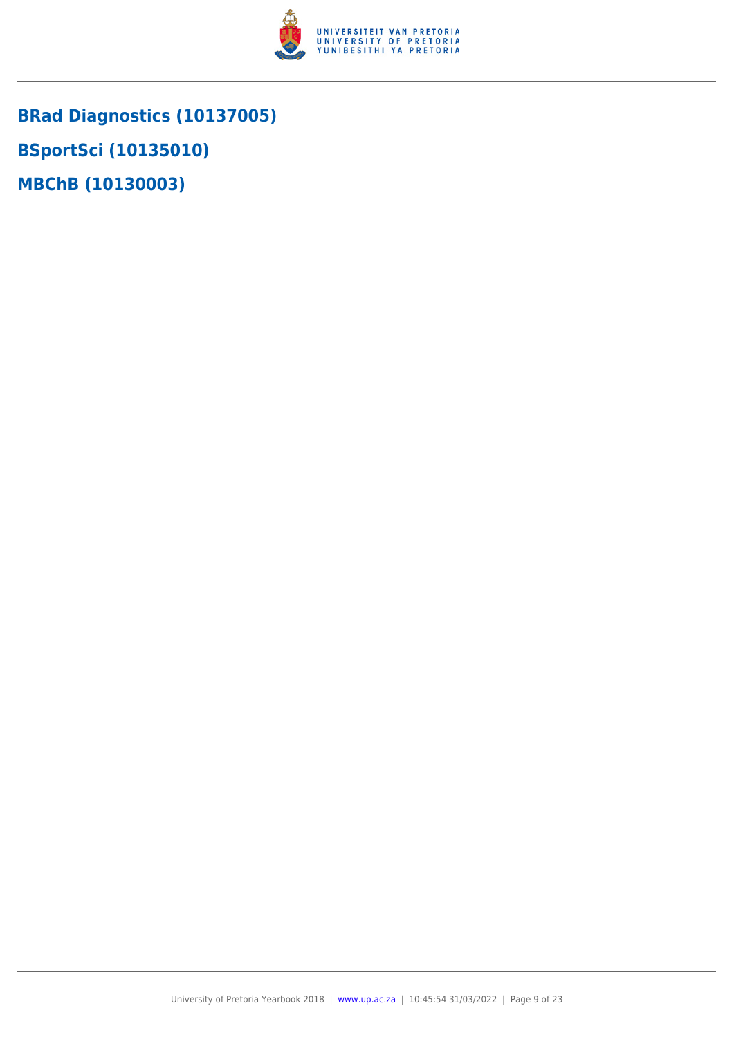### BRad Diagnostics (10137005)

### BSportSci (10135010)

### MBChB (10130003)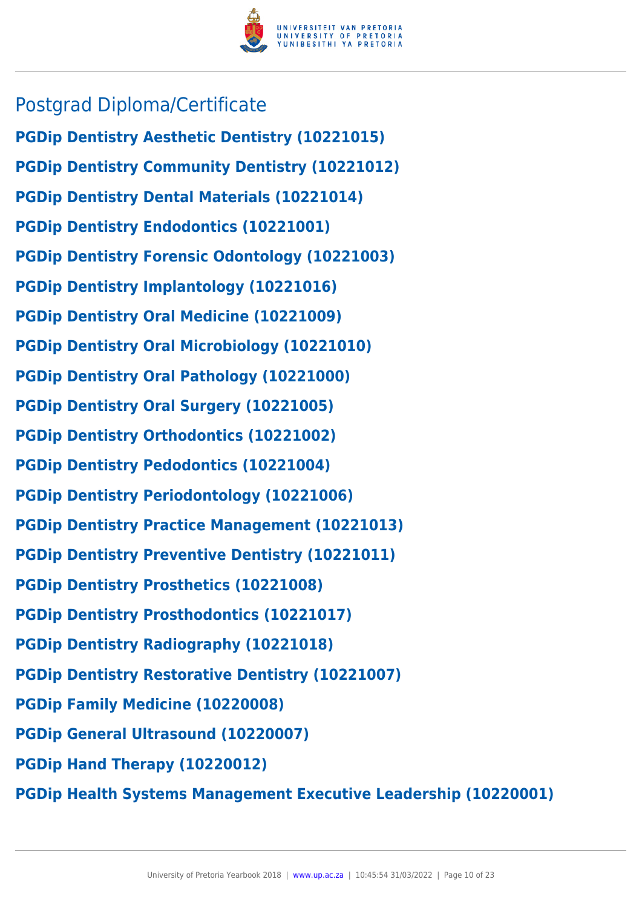## Postgrad Diploma/Certificate

**PGDip Dentistry Aesthetic Dentistry (10221015)**

**PGDip Dentistry Community Dentistry (10221012)**

**PGDip Dentistry Dental Materials (10221014)**

**PGDip Dentistry Endodontics (10221001)**

**PGDip Dentistry Forensic Odontology (10221003)**

**PGDip Dentistry Implantology (10221016)**

**PGDip Dentistry Oral Medicine (10221009)**

**PGDip Dentistry Oral Microbiology (10221010)**

**PGDip Dentistry Oral Pathology (10221000)**

**PGDip Dentistry Oral Surgery (10221005)**

**PGDip Dentistry Orthodontics (10221002)**

**PGDip Dentistry Pedodontics (10221004)**

**PGDip Dentistry Periodontology (10221006)**

**PGDip Dentistry Practice Management (10221013)**

**PGDip Dentistry Preventive Dentistry (10221011)**

**PGDip Dentistry Prosthetics (10221008)**

**PGDip Dentistry Prosthodontics (10221017)**

**PGDip Dentistry Radiography (10221018)**

**PGDip Dentistry Restorative Dentistry (10221007)**

**PGDip Family Medicine (10220008)**

**PGDip General Ultrasound (10220007)**

**PGDip Hand Therapy (10220012)**

**PGDip Health Systems Management Executive Leadership (10220001)**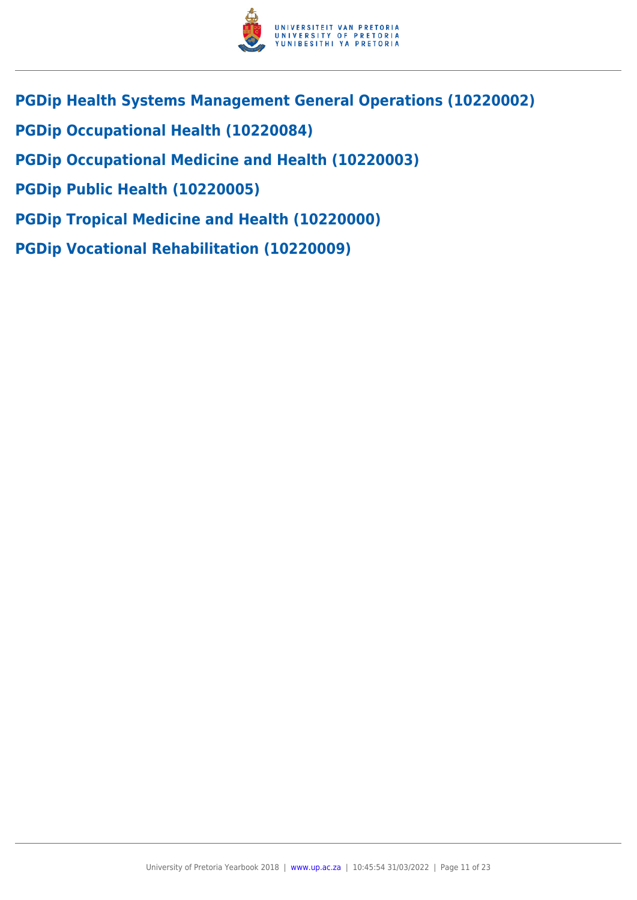## PGDip Health Systems Management General Operations (10220002)

## PGDip Occupational Health (10220084)

## PGDip Occupational Medicine and Health (10220003)

## PGDip Public Health (10220005)

## PGDip Tropical Medicine and Health (10220000)

## PGDip Vocational Rehabilitation (10220009)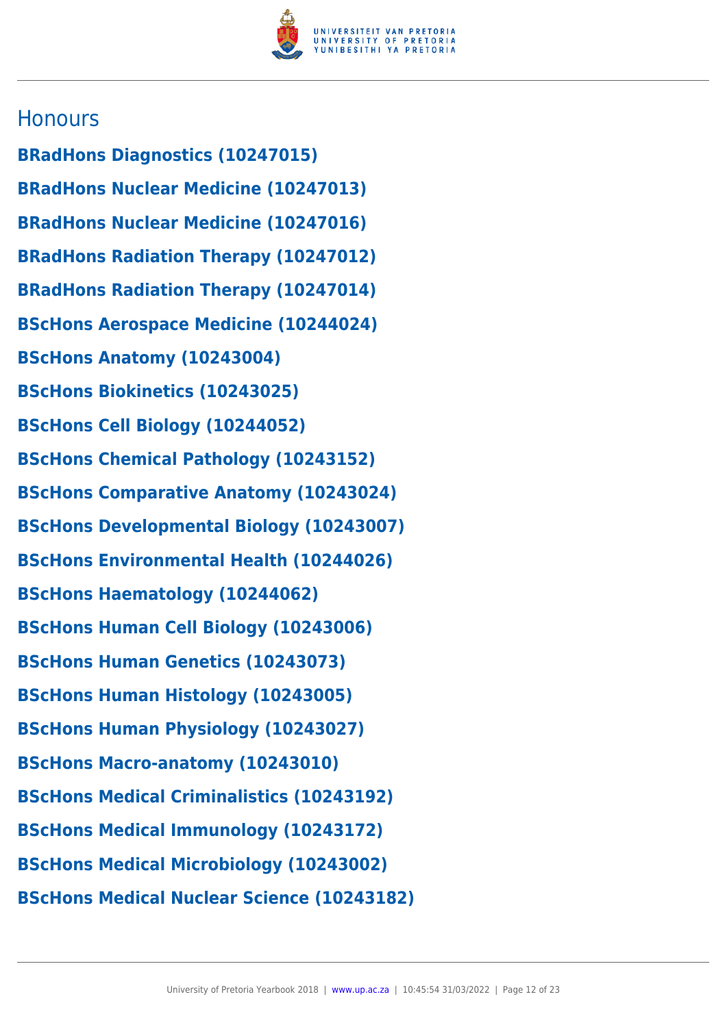## Honours

**BRadHons Diagnostics (10247015)**

**BRadHons Nuclear Medicine (10247013)**

**BRadHons Nuclear Medicine (10247016)**

**BRadHons Radiation Therapy (10247012)**

**BRadHons Radiation Therapy (10247014)**

**BScHons Aerospace Medicine (10244024)**

**BScHons Anatomy (10243004)**

**BScHons Biokinetics (10243025)**

**BScHons Cell Biology (10244052)**

**BScHons Chemical Pathology (10243152)**

**BScHons Comparative Anatomy (10243024)**

**BScHons Developmental Biology (10243007)**

**BScHons Environmental Health (10244026)**

**BScHons Haematology (10244062)**

**BScHons Human Cell Biology (10243006)**

**BScHons Human Genetics (10243073)**

**BScHons Human Histology (10243005)**

**BScHons Human Physiology (10243027)**

**BScHons Macro-anatomy (10243010)**

**BScHons Medical Criminalistics (10243192)**

**BScHons Medical Immunology (10243172)**

**BScHons Medical Microbiology (10243002)**

**BScHons Medical Nuclear Science (10243182)**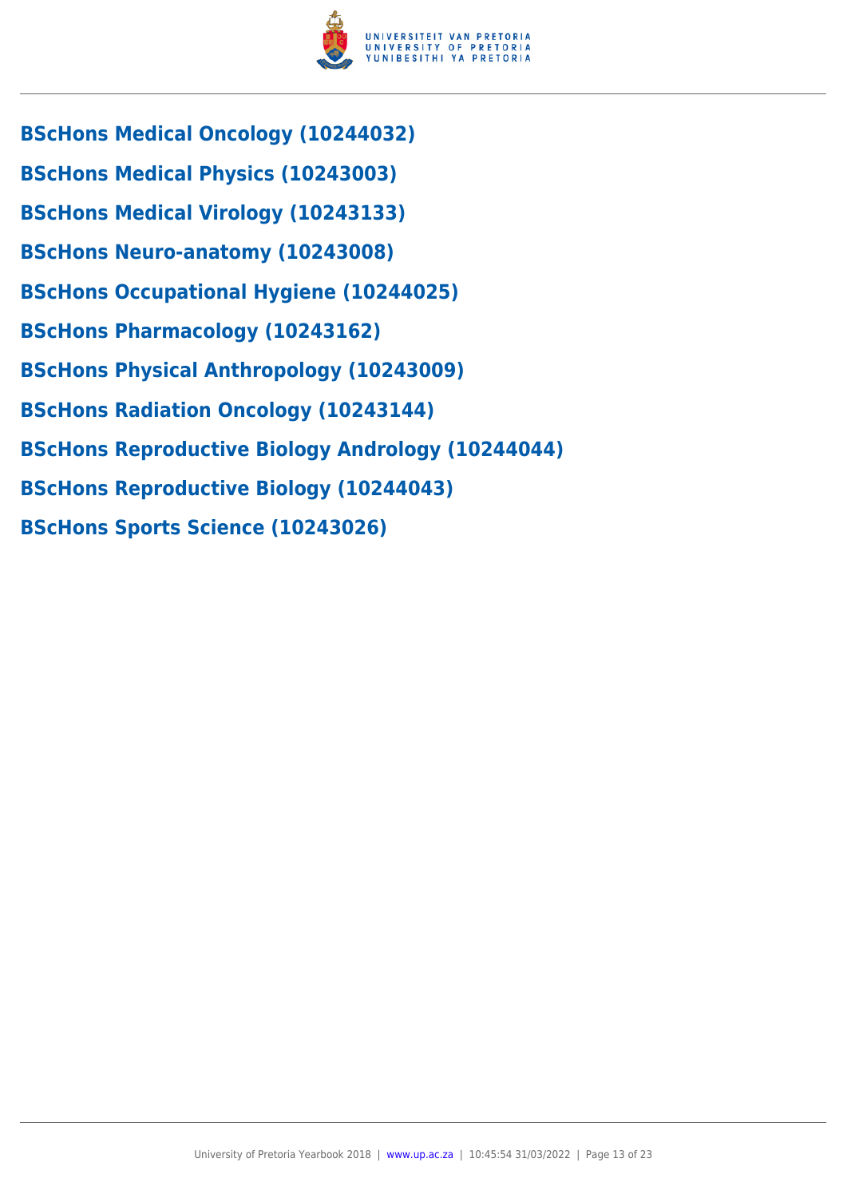### BScHons Medical Oncology (10244032)

### BScHons Medical Physics (10243003)

### BScHons Medical Virology (10243133)

### BScHons Neuro-anatomy (10243008)

### BScHons Occupational Hygiene (10244025)

### BScHons Pharmacology (10243162)

### BScHons Physical Anthropology (10243009)

### BScHons Radiation Oncology (10243144)

### BScHons Reproductive Biology Andrology (10244044)

### BScHons Reproductive Biology (10244043)

### BScHons Sports Science (10243026)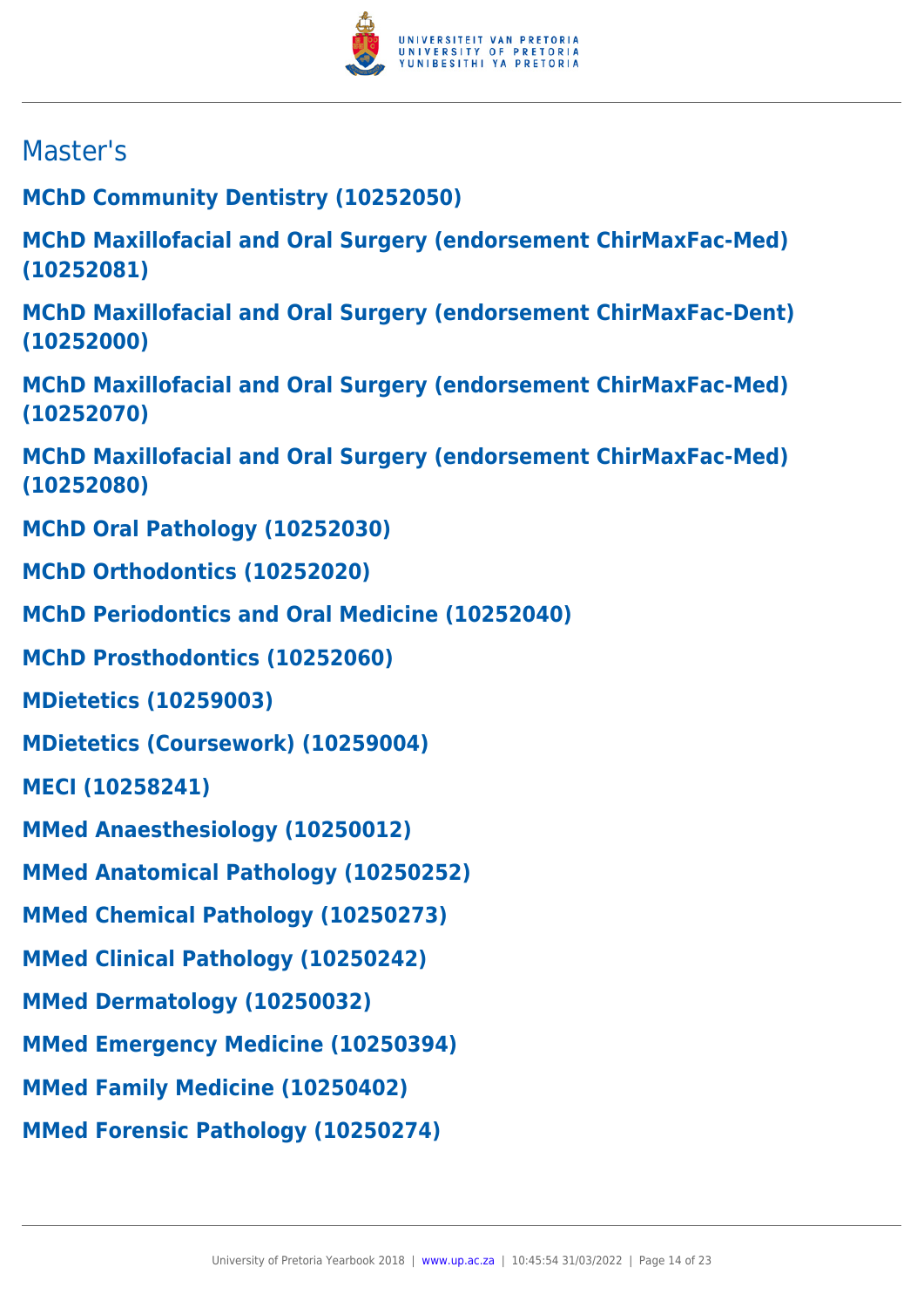## Master's

**MChD Community Dentistry (10252050)**

**MChD Maxillofacial and Oral Surgery (endorsement ChirMaxFac-Med) (10252081)**

**MChD Maxillofacial and Oral Surgery (endorsement ChirMaxFac-Dent) (10252000)**

**MChD Maxillofacial and Oral Surgery (endorsement ChirMaxFac-Med) (10252070)**

**MChD Maxillofacial and Oral Surgery (endorsement ChirMaxFac-Med) (10252080)**

**MChD Oral Pathology (10252030)**

**MChD Orthodontics (10252020)**

**MChD Periodontics and Oral Medicine (10252040)**

**MChD Prosthodontics (10252060)**

**MDietetics (10259003)**

**MDietetics (Coursework) (10259004)**

**MECI (10258241)**

**MMed Anaesthesiology (10250012)**

**MMed Anatomical Pathology (10250252)**

**MMed Chemical Pathology (10250273)**

**MMed Clinical Pathology (10250242)**

**MMed Dermatology (10250032)**

**MMed Emergency Medicine (10250394)**

**MMed Family Medicine (10250402)**

**MMed Forensic Pathology (10250274)**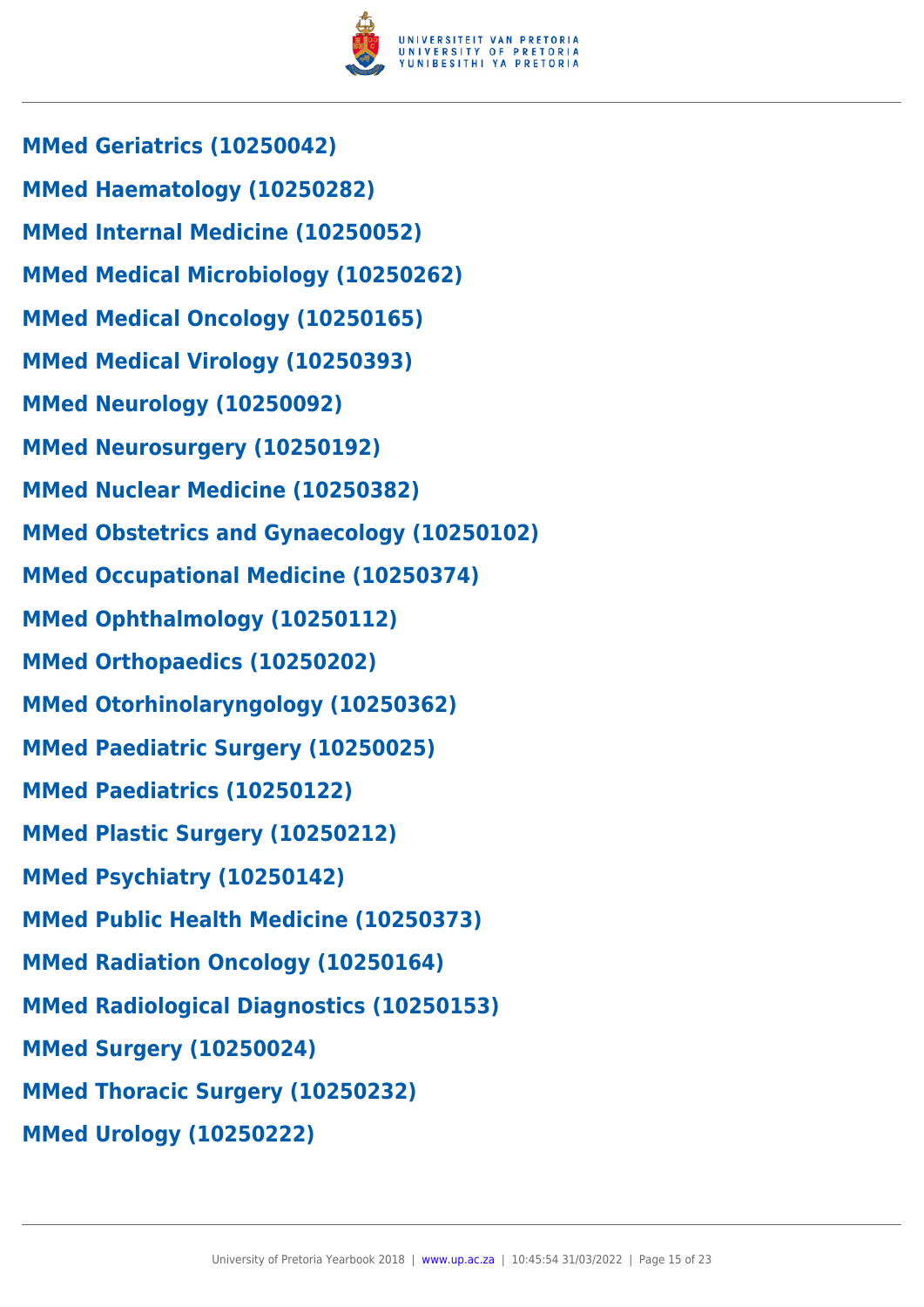**MMed Geriatrics (10250042)**

**MMed Haematology (10250282)**

**MMed Internal Medicine (10250052)**

**MMed Medical Microbiology (10250262)**

**MMed Medical Oncology (10250165)**

**MMed Medical Virology (10250393)**

**MMed Neurology (10250092)**

**MMed Neurosurgery (10250192)**

**MMed Nuclear Medicine (10250382)**

**MMed Obstetrics and Gynaecology (10250102)**

**MMed Occupational Medicine (10250374)**

**MMed Ophthalmology (10250112)**

**MMed Orthopaedics (10250202)**

**MMed Otorhinolaryngology (10250362)**

**MMed Paediatric Surgery (10250025)**

**MMed Paediatrics (10250122)**

**MMed Plastic Surgery (10250212)**

**MMed Psychiatry (10250142)**

**MMed Public Health Medicine (10250373)**

**MMed Radiation Oncology (10250164)**

**MMed Radiological Diagnostics (10250153)**

**MMed Surgery (10250024)**

**MMed Thoracic Surgery (10250232)**

**MMed Urology (10250222)**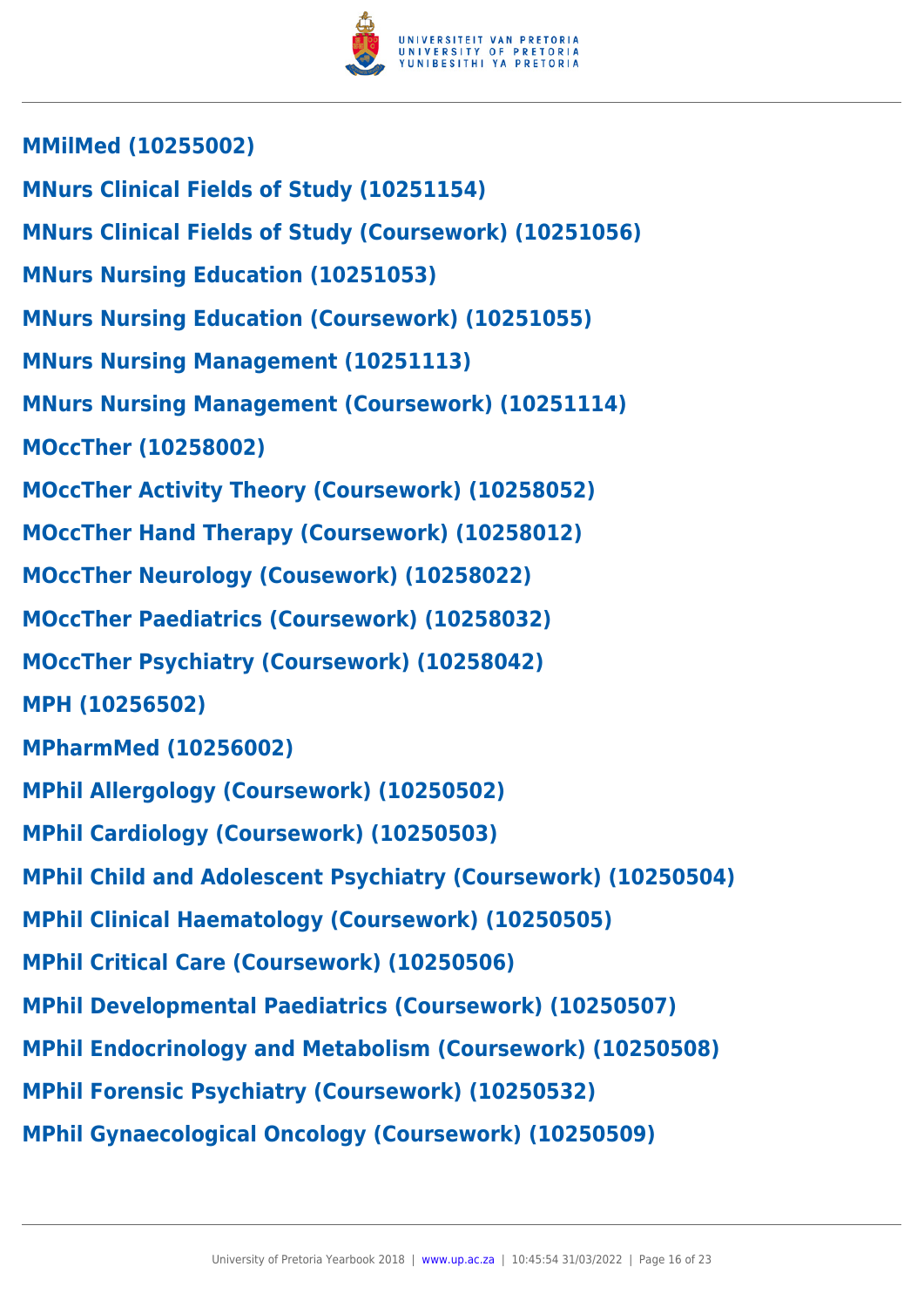**MMilMed (10255002)**

**MNurs Clinical Fields of Study (10251154)**

**MNurs Clinical Fields of Study (Coursework) (10251056)**

**MNurs Nursing Education (10251053)**

**MNurs Nursing Education (Coursework) (10251055)**

**MNurs Nursing Management (10251113)**

**MNurs Nursing Management (Coursework) (10251114)**

**MOccTher (10258002)**

**MOccTher Activity Theory (Coursework) (10258052)**

**MOccTher Hand Therapy (Coursework) (10258012)**

**MOccTher Neurology (Cousework) (10258022)**

**MOccTher Paediatrics (Coursework) (10258032)**

**MOccTher Psychiatry (Coursework) (10258042)**

**MPH (10256502)**

**MPharmMed (10256002)**

**MPhil Allergology (Coursework) (10250502)**

**MPhil Cardiology (Coursework) (10250503)**

**MPhil Child and Adolescent Psychiatry (Coursework) (10250504)**

**MPhil Clinical Haematology (Coursework) (10250505)**

**MPhil Critical Care (Coursework) (10250506)**

**MPhil Developmental Paediatrics (Coursework) (10250507)**

**MPhil Endocrinology and Metabolism (Coursework) (10250508)**

**MPhil Forensic Psychiatry (Coursework) (10250532)**

**MPhil Gynaecological Oncology (Coursework) (10250509)**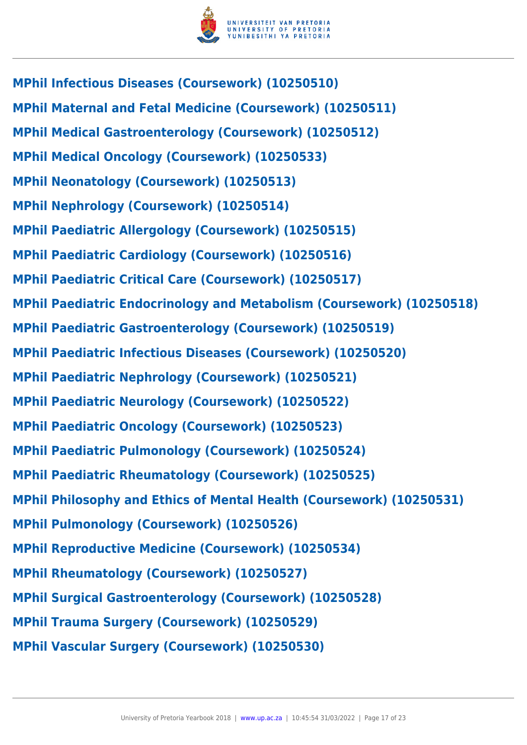**MPhil Infectious Diseases (Coursework) (10250510)**

**MPhil Maternal and Fetal Medicine (Coursework) (10250511)**

**MPhil Medical Gastroenterology (Coursework) (10250512)**

**MPhil Medical Oncology (Coursework) (10250533)**

**MPhil Neonatology (Coursework) (10250513)**

**MPhil Nephrology (Coursework) (10250514)**

**MPhil Paediatric Allergology (Coursework) (10250515)**

**MPhil Paediatric Cardiology (Coursework) (10250516)**

**MPhil Paediatric Critical Care (Coursework) (10250517)**

**MPhil Paediatric Endocrinology and Metabolism (Coursework) (10250518)**

**MPhil Paediatric Gastroenterology (Coursework) (10250519)**

**MPhil Paediatric Infectious Diseases (Coursework) (10250520)**

**MPhil Paediatric Nephrology (Coursework) (10250521)**

**MPhil Paediatric Neurology (Coursework) (10250522)**

**MPhil Paediatric Oncology (Coursework) (10250523)**

**MPhil Paediatric Pulmonology (Coursework) (10250524)**

**MPhil Paediatric Rheumatology (Coursework) (10250525)**

**MPhil Philosophy and Ethics of Mental Health (Coursework) (10250531)**

**MPhil Pulmonology (Coursework) (10250526)**

**MPhil Reproductive Medicine (Coursework) (10250534)**

**MPhil Rheumatology (Coursework) (10250527)**

**MPhil Surgical Gastroenterology (Coursework) (10250528)**

**MPhil Trauma Surgery (Coursework) (10250529)**

**MPhil Vascular Surgery (Coursework) (10250530)**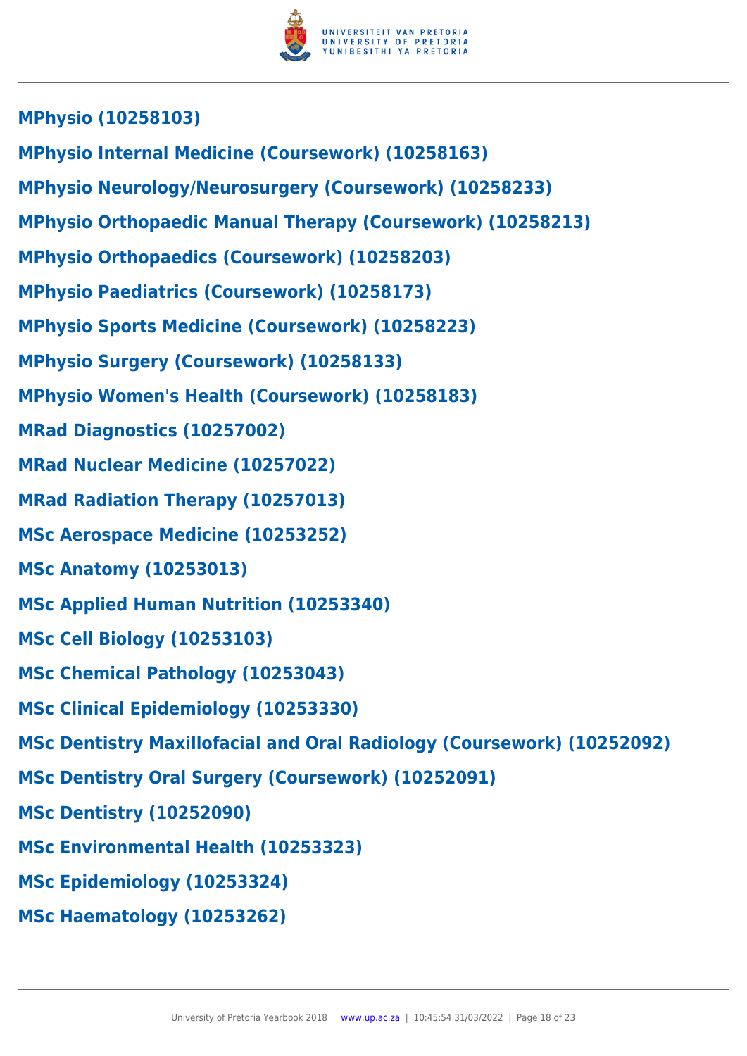**MPhysio (10258103)**

**MPhysio Internal Medicine (Coursework) (10258163)**

**MPhysio Neurology/Neurosurgery (Coursework) (10258233)**

**MPhysio Orthopaedic Manual Therapy (Coursework) (10258213)**

**MPhysio Orthopaedics (Coursework) (10258203)**

**MPhysio Paediatrics (Coursework) (10258173)**

**MPhysio Sports Medicine (Coursework) (10258223)**

**MPhysio Surgery (Coursework) (10258133)**

**MPhysio Women's Health (Coursework) (10258183)**

**MRad Diagnostics (10257002)**

**MRad Nuclear Medicine (10257022)**

**MRad Radiation Therapy (10257013)**

**MSc Aerospace Medicine (10253252)**

**MSc Anatomy (10253013)**

**MSc Applied Human Nutrition (10253340)**

**MSc Cell Biology (10253103)**

**MSc Chemical Pathology (10253043)**

**MSc Clinical Epidemiology (10253330)**

**MSc Dentistry Maxillofacial and Oral Radiology (Coursework) (10252092)**

**MSc Dentistry Oral Surgery (Coursework) (10252091)**

**MSc Dentistry (10252090)**

**MSc Environmental Health (10253323)**

**MSc Epidemiology (10253324)**

**MSc Haematology (10253262)**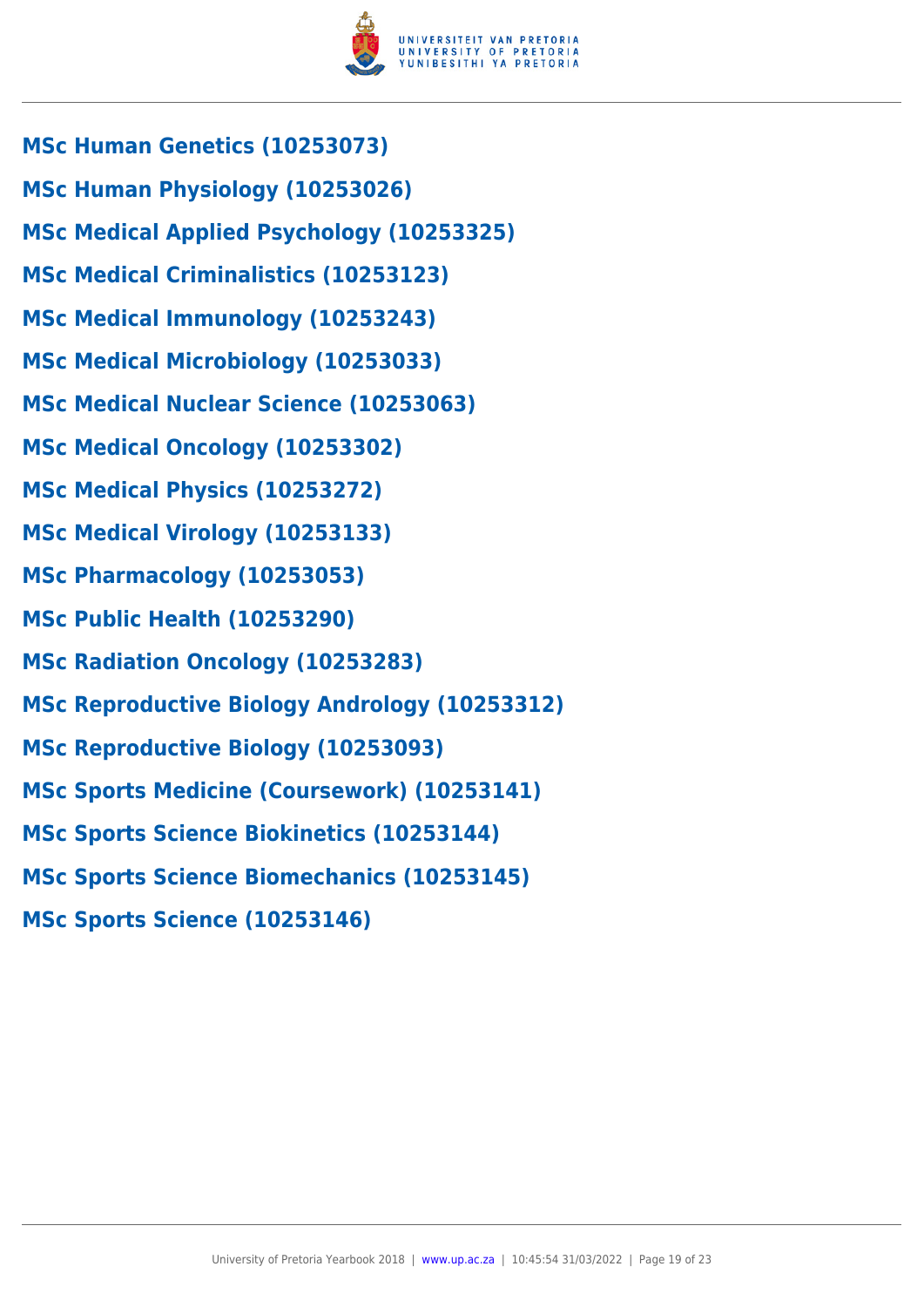**MSc Human Genetics (10253073)**

**MSc Human Physiology (10253026)**

**MSc Medical Applied Psychology (10253325)**

**MSc Medical Criminalistics (10253123)**

**MSc Medical Immunology (10253243)**

**MSc Medical Microbiology (10253033)**

**MSc Medical Nuclear Science (10253063)**

**MSc Medical Oncology (10253302)**

**MSc Medical Physics (10253272)**

**MSc Medical Virology (10253133)**

**MSc Pharmacology (10253053)**

**MSc Public Health (10253290)**

**MSc Radiation Oncology (10253283)**

**MSc Reproductive Biology Andrology (10253312)**

**MSc Reproductive Biology (10253093)**

**MSc Sports Medicine (Coursework) (10253141)**

**MSc Sports Science Biokinetics (10253144)**

**MSc Sports Science Biomechanics (10253145)**

**MSc Sports Science (10253146)**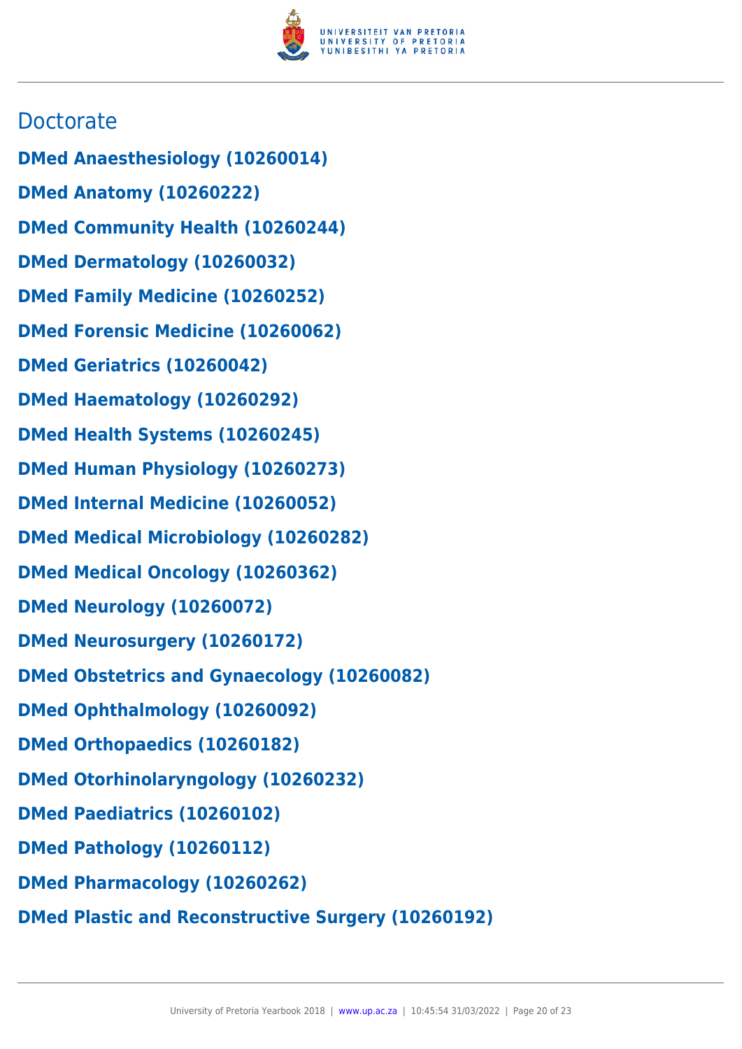## Doctorate

**DMed Anaesthesiology (10260014)**

**DMed Anatomy (10260222)**

**DMed Community Health (10260244)**

**DMed Dermatology (10260032)**

**DMed Family Medicine (10260252)**

**DMed Forensic Medicine (10260062)**

**DMed Geriatrics (10260042)**

**DMed Haematology (10260292)**

**DMed Health Systems (10260245)**

**DMed Human Physiology (10260273)**

**DMed Internal Medicine (10260052)**

**DMed Medical Microbiology (10260282)**

**DMed Medical Oncology (10260362)**

**DMed Neurology (10260072)**

**DMed Neurosurgery (10260172)**

**DMed Obstetrics and Gynaecology (10260082)**

**DMed Ophthalmology (10260092)**

**DMed Orthopaedics (10260182)**

**DMed Otorhinolaryngology (10260232)**

**DMed Paediatrics (10260102)**

**DMed Pathology (10260112)**

**DMed Pharmacology (10260262)**

**DMed Plastic and Reconstructive Surgery (10260192)**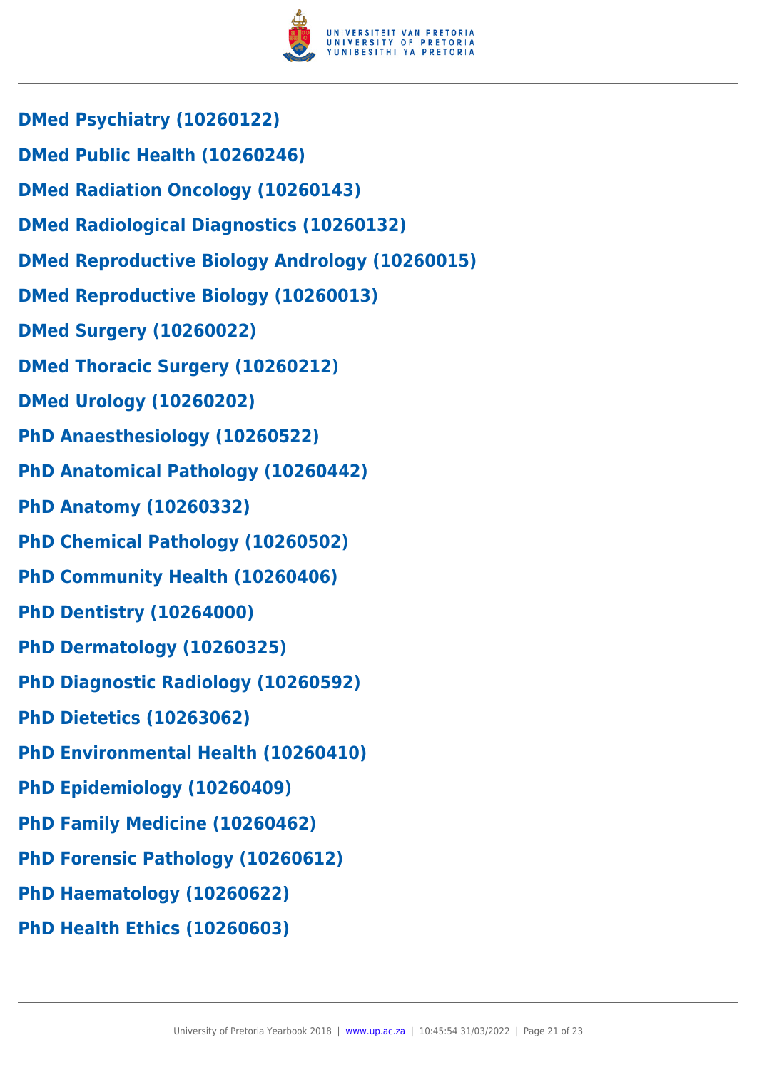**DMed Psychiatry (10260122)**

**DMed Public Health (10260246)**

**DMed Radiation Oncology (10260143)**

**DMed Radiological Diagnostics (10260132)**

**DMed Reproductive Biology Andrology (10260015)**

**DMed Reproductive Biology (10260013)**

**DMed Surgery (10260022)**

**DMed Thoracic Surgery (10260212)**

**DMed Urology (10260202)**

**PhD Anaesthesiology (10260522)**

**PhD Anatomical Pathology (10260442)**

**PhD Anatomy (10260332)**

**PhD Chemical Pathology (10260502)**

**PhD Community Health (10260406)**

**PhD Dentistry (10264000)**

**PhD Dermatology (10260325)**

**PhD Diagnostic Radiology (10260592)**

**PhD Dietetics (10263062)**

**PhD Environmental Health (10260410)**

**PhD Epidemiology (10260409)**

**PhD Family Medicine (10260462)**

**PhD Forensic Pathology (10260612)**

**PhD Haematology (10260622)**

**PhD Health Ethics (10260603)**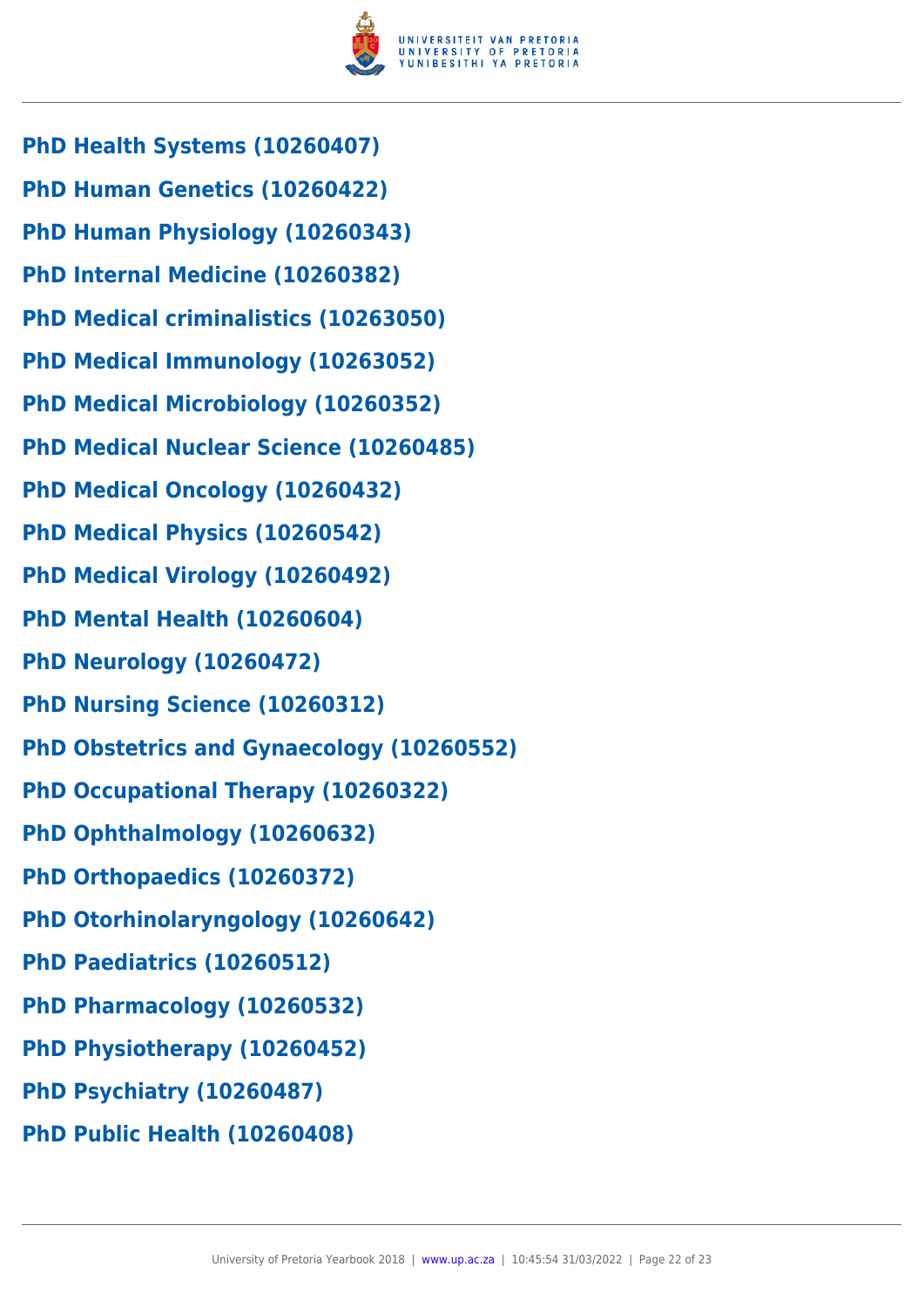**PhD Health Systems (10260407)**

**PhD Human Genetics (10260422)**

**PhD Human Physiology (10260343)**

**PhD Internal Medicine (10260382)**

**PhD Medical criminalistics (10263050)**

**PhD Medical Immunology (10263052)**

**PhD Medical Microbiology (10260352)**

**PhD Medical Nuclear Science (10260485)**

**PhD Medical Oncology (10260432)**

**PhD Medical Physics (10260542)**

**PhD Medical Virology (10260492)**

**PhD Mental Health (10260604)**

**PhD Neurology (10260472)**

**PhD Nursing Science (10260312)**

**PhD Obstetrics and Gynaecology (10260552)**

**PhD Occupational Therapy (10260322)**

**PhD Ophthalmology (10260632)**

**PhD Orthopaedics (10260372)**

**PhD Otorhinolaryngology (10260642)**

**PhD Paediatrics (10260512)**

**PhD Pharmacology (10260532)**

**PhD Physiotherapy (10260452)**

**PhD Psychiatry (10260487)**

**PhD Public Health (10260408)**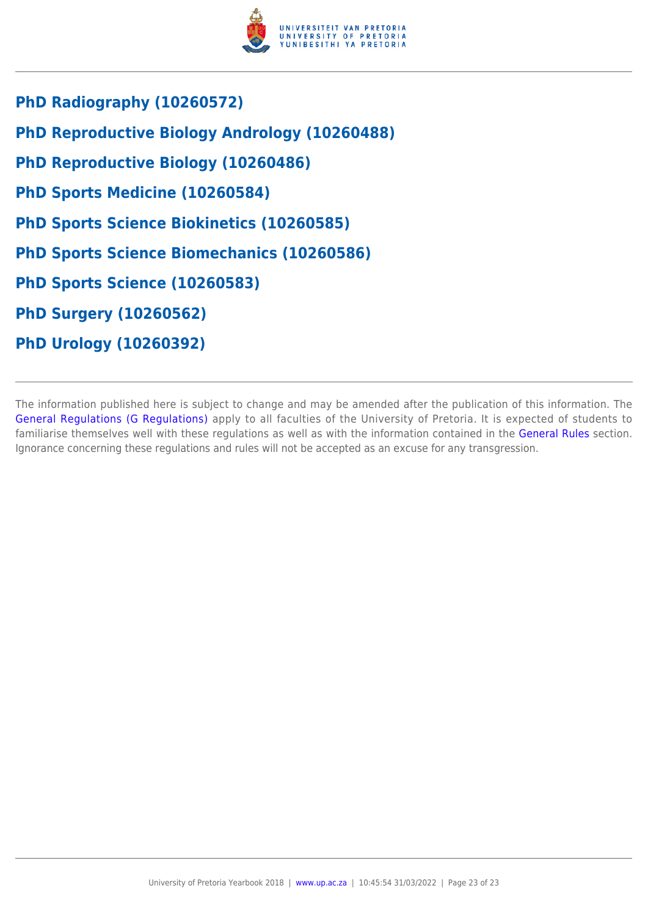## PhD Radiography (10260572)

## PhD Reproductive Biology Andrology (10260488)

## PhD Reproductive Biology (10260486)

## PhD Sports Medicine (10260584)

## PhD Sports Science Biokinetics (10260585)

## PhD Sports Science Biomechanics (10260586)

## PhD Sports Science (10260583)

## PhD Surgery (10260562)

## PhD Urology (10260392)

---

The information published here is subject to change and may be amended after the publication of this information. The General Regulations (G Regulations) apply to all faculties of the University of Pretoria. It is expected of students to familiarise themselves well with these regulations as well as with the information contained in the General Rules section. Ignorance concerning these regulations and rules will not be accepted as an excuse for any transgression.